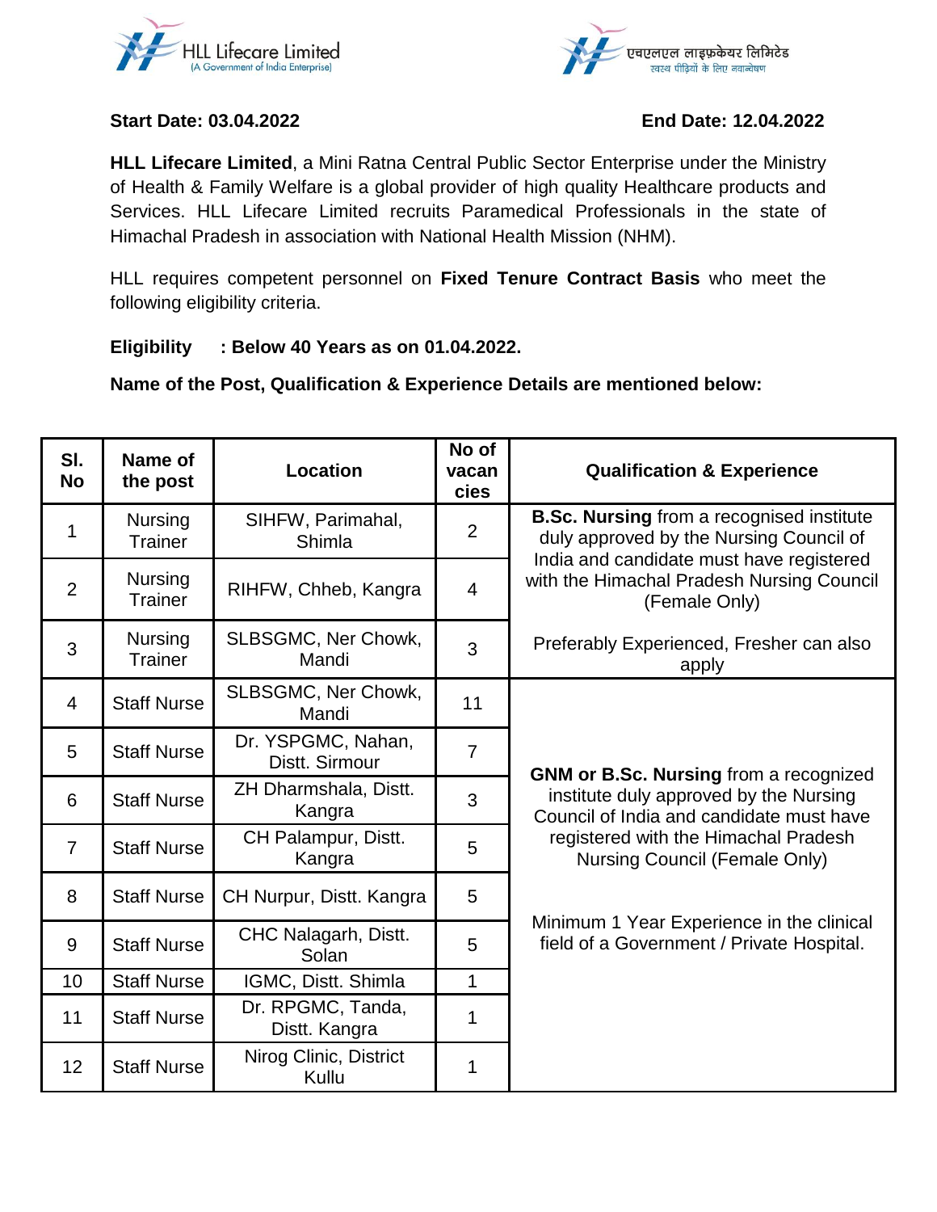HLL Lifecare Limited
(A Government of India Enterprise)

एचएलएल लाइफ़केयर लिमिटेड
स्वस्थ पीढ़ियों के लिए नवान्वेषण

**Start Date: 03.04.2022** **End Date: 12.04.2022**

**HLL Lifecare Limited**, a Mini Ratna Central Public Sector Enterprise under the Ministry of Health & Family Welfare is a global provider of high quality Healthcare products and Services. HLL Lifecare Limited recruits Paramedical Professionals in the state of Himachal Pradesh in association with National Health Mission (NHM).

HLL requires competent personnel on **Fixed Tenure Contract Basis** who meet the following eligibility criteria.

**Eligibility : Below 40 Years as on 01.04.2022.**

**Name of the Post, Qualification & Experience Details are mentioned below:**

| Sl. No | Name of the post | Location | No of vacancies | Qualification & Experience |
|---|---|---|---|---|
| 1 | Nursing Trainer | SIHFW, Parimahal, Shimla | 2 | **B.Sc. Nursing** from a recognised institute duly approved by the Nursing Council of India and candidate must have registered with the Himachal Pradesh Nursing Council (Female Only)<br><br>Preferably Experienced, Fresher can also apply |
| 2 | Nursing Trainer | RIHFW, Chheb, Kangra | 4 | |
| 3 | Nursing Trainer | SLBSGMC, Ner Chowk, Mandi | 3 | |
| 4 | Staff Nurse | SLBSGMC, Ner Chowk, Mandi | 11 | **GNM or B.Sc. Nursing** from a recognized institute duly approved by the Nursing Council of India and candidate must have registered with the Himachal Pradesh Nursing Council (Female Only)<br><br>Minimum 1 Year Experience in the clinical field of a Government / Private Hospital. |
| 5 | Staff Nurse | Dr. YSPGMC, Nahan, Distt. Sirmour | 7 | |
| 6 | Staff Nurse | ZH Dharmshala, Distt. Kangra | 3 | |
| 7 | Staff Nurse | CH Palampur, Distt. Kangra | 5 | |
| 8 | Staff Nurse | CH Nurpur, Distt. Kangra | 5 | |
| 9 | Staff Nurse | CHC Nalagarh, Distt. Solan | 5 | |
| 10 | Staff Nurse | IGMC, Distt. Shimla | 1 | |
| 11 | Staff Nurse | Dr. RPGMC, Tanda, Distt. Kangra | 1 | |
| 12 | Staff Nurse | Nirog Clinic, District Kullu | 1 | |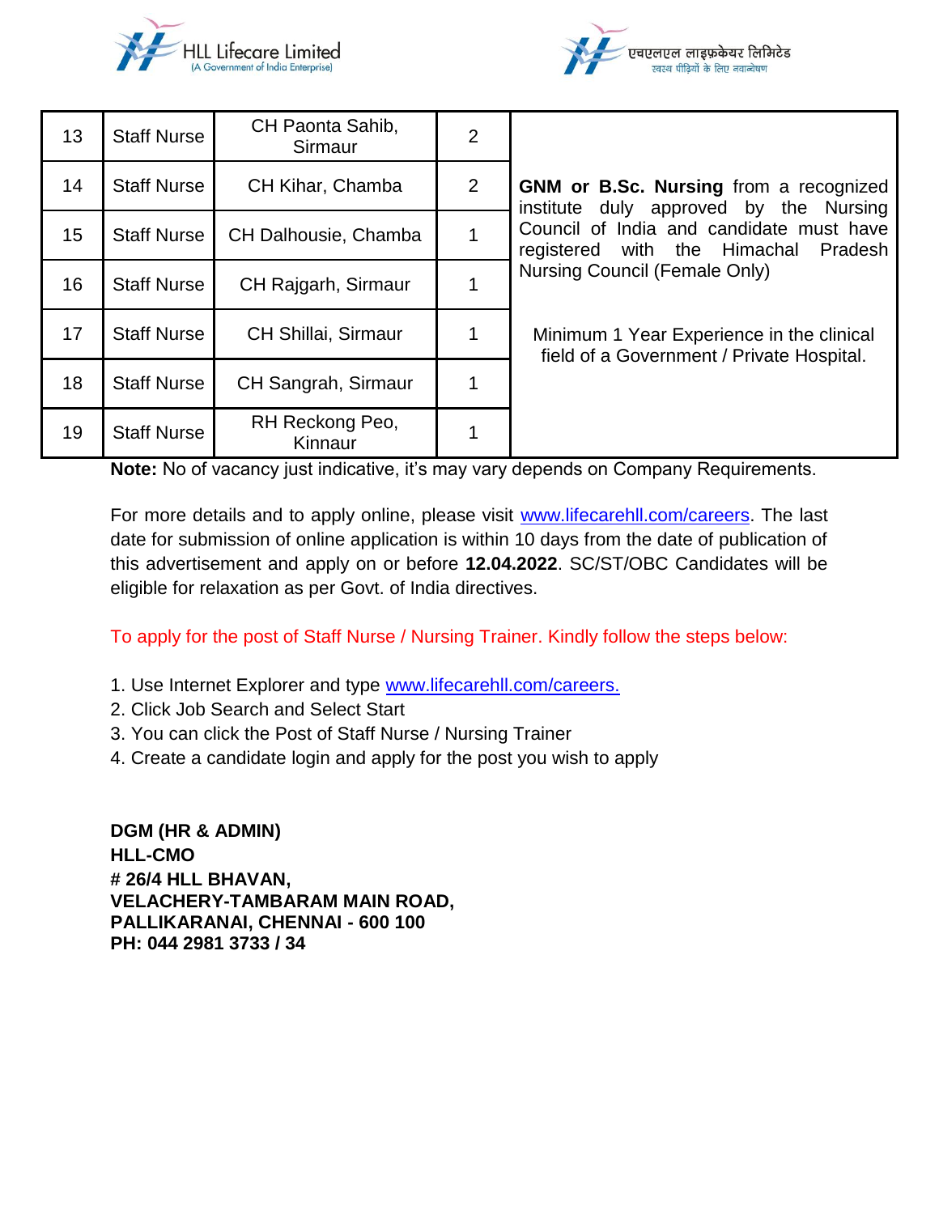| | | | | |
|---|---|---|---|---|
| 13 | Staff Nurse | CH Paonta Sahib, Sirmaur | 2 | **GNM or B.Sc. Nursing** from a recognized institute duly approved by the Nursing Council of India and candidate must have registered with the Himachal Pradesh Nursing Council (Female Only)<br><br>Minimum 1 Year Experience in the clinical field of a Government / Private Hospital. |
| 14 | Staff Nurse | CH Kihar, Chamba | 2 | |
| 15 | Staff Nurse | CH Dalhousie, Chamba | 1 | |
| 16 | Staff Nurse | CH Rajgarh, Sirmaur | 1 | |
| 17 | Staff Nurse | CH Shillai, Sirmaur | 1 | |
| 18 | Staff Nurse | CH Sangrah, Sirmaur | 1 | |
| 19 | Staff Nurse | RH Reckong Peo, Kinnaur | 1 | |

**Note:** No of vacancy just indicative, it's may vary depends on Company Requirements.

For more details and to apply online, please visit www.lifecarehll.com/careers. The last date for submission of online application is within 10 days from the date of publication of this advertisement and apply on or before **12.04.2022**. SC/ST/OBC Candidates will be eligible for relaxation as per Govt. of India directives.

To apply for the post of Staff Nurse / Nursing Trainer. Kindly follow the steps below:

1. Use Internet Explorer and type www.lifecarehll.com/careers.
2. Click Job Search and Select Start
3. You can click the Post of Staff Nurse / Nursing Trainer
4. Create a candidate login and apply for the post you wish to apply

**DGM (HR & ADMIN)**
**HLL-CMO**
**# 26/4 HLL BHAVAN,**
**VELACHERY-TAMBARAM MAIN ROAD,**
**PALLIKARANAI, CHENNAI - 600 100**
**PH: 044 2981 3733 / 34**